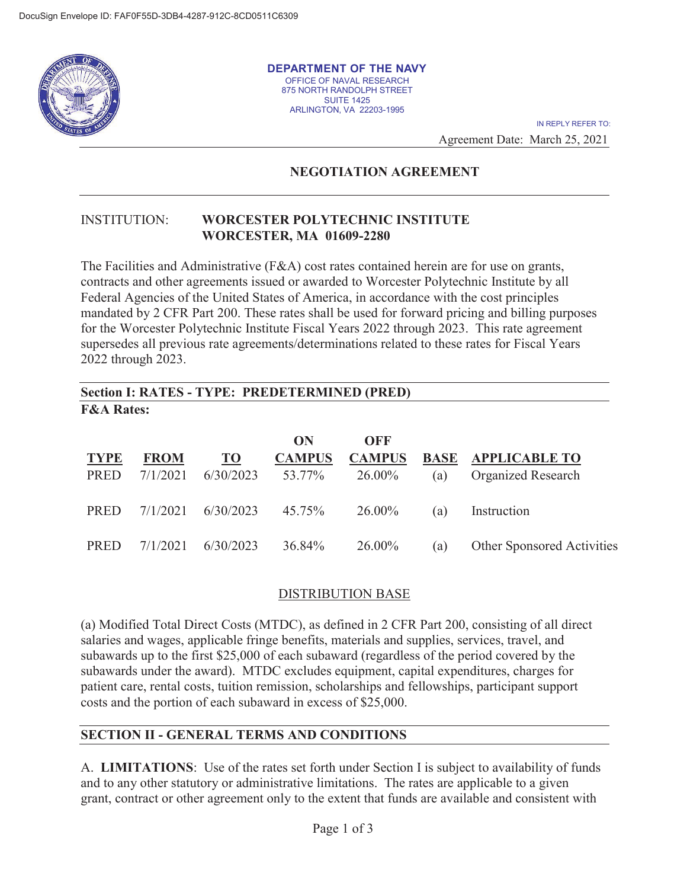DocuSign Envelope ID: FAF0F55D-3DB4-4287-912C-8CD0511C6309

**DEPARTMENT OF THE NAVY**
OFFICE OF NAVAL RESEARCH
875 NORTH RANDOLPH STREET
SUITE 1425
ARLINGTON, VA 22203-1995

IN REPLY REFER TO:

Agreement Date: March 25, 2021

## NEGOTIATION AGREEMENT

INSTITUTION: **WORCESTER POLYTECHNIC INSTITUTE**
**WORCESTER, MA 01609-2280**

The Facilities and Administrative (F&A) cost rates contained herein are for use on grants, contracts and other agreements issued or awarded to Worcester Polytechnic Institute by all Federal Agencies of the United States of America, in accordance with the cost principles mandated by 2 CFR Part 200. These rates shall be used for forward pricing and billing purposes for the Worcester Polytechnic Institute Fiscal Years 2022 through 2023. This rate agreement supersedes all previous rate agreements/determinations related to these rates for Fiscal Years 2022 through 2023.

### Section I: RATES - TYPE: PREDETERMINED (PRED)

**F&A Rates:**

| TYPE | FROM | TO | ON CAMPUS | OFF CAMPUS | BASE | APPLICABLE TO |
|---|---|---|---|---|---|---|
| PRED | 7/1/2021 | 6/30/2023 | 53.77% | 26.00% | (a) | Organized Research |
| PRED | 7/1/2021 | 6/30/2023 | 45.75% | 26.00% | (a) | Instruction |
| PRED | 7/1/2021 | 6/30/2023 | 36.84% | 26.00% | (a) | Other Sponsored Activities |

DISTRIBUTION BASE

(a) Modified Total Direct Costs (MTDC), as defined in 2 CFR Part 200, consisting of all direct salaries and wages, applicable fringe benefits, materials and supplies, services, travel, and subawards up to the first $25,000 of each subaward (regardless of the period covered by the subawards under the award). MTDC excludes equipment, capital expenditures, charges for patient care, rental costs, tuition remission, scholarships and fellowships, participant support costs and the portion of each subaward in excess of $25,000.

### SECTION II - GENERAL TERMS AND CONDITIONS

A. **LIMITATIONS**: Use of the rates set forth under Section I is subject to availability of funds and to any other statutory or administrative limitations. The rates are applicable to a given grant, contract or other agreement only to the extent that funds are available and consistent with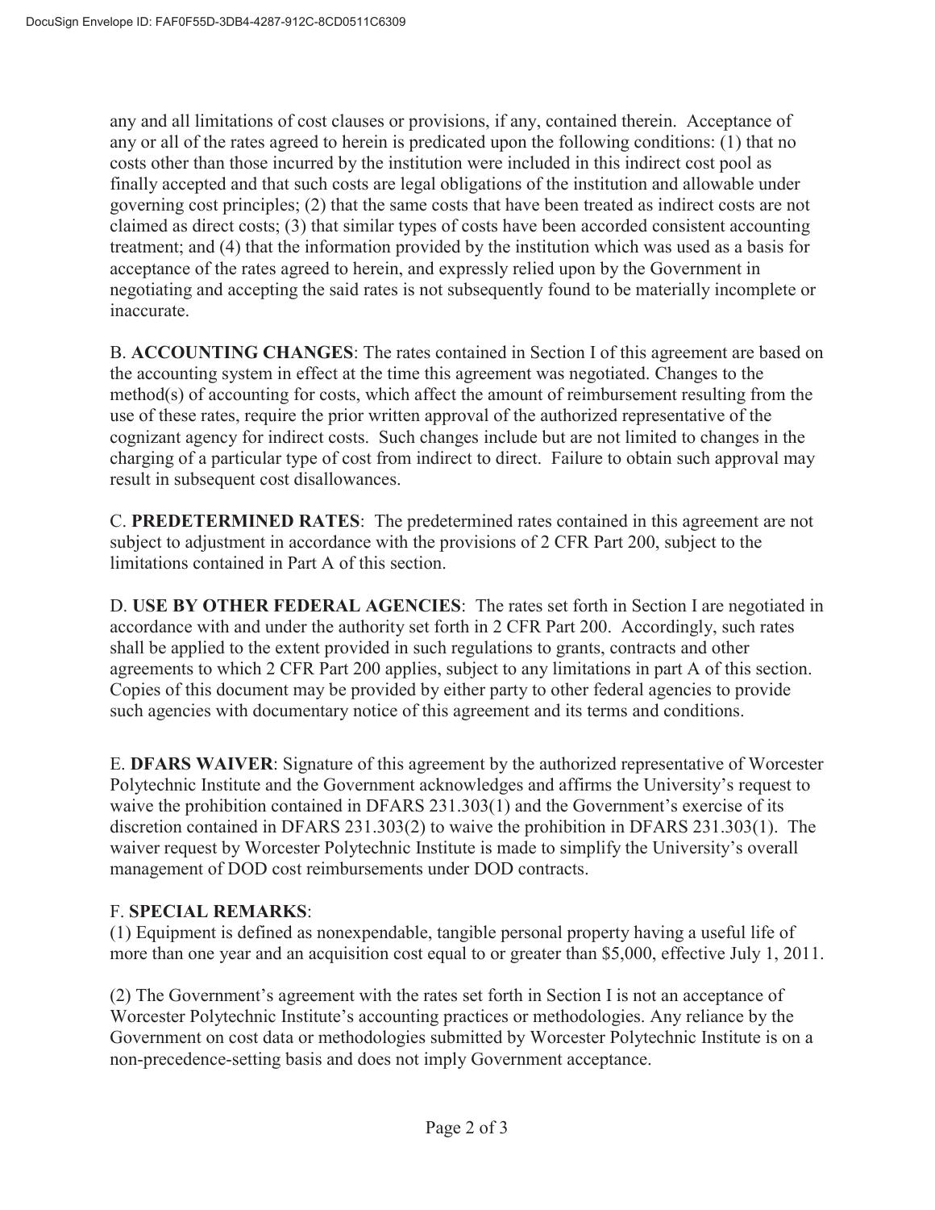any and all limitations of cost clauses or provisions, if any, contained therein. Acceptance of any or all of the rates agreed to herein is predicated upon the following conditions: (1) that no costs other than those incurred by the institution were included in this indirect cost pool as finally accepted and that such costs are legal obligations of the institution and allowable under governing cost principles; (2) that the same costs that have been treated as indirect costs are not claimed as direct costs; (3) that similar types of costs have been accorded consistent accounting treatment; and (4) that the information provided by the institution which was used as a basis for acceptance of the rates agreed to herein, and expressly relied upon by the Government in negotiating and accepting the said rates is not subsequently found to be materially incomplete or inaccurate.

B. **ACCOUNTING CHANGES**: The rates contained in Section I of this agreement are based on the accounting system in effect at the time this agreement was negotiated. Changes to the method(s) of accounting for costs, which affect the amount of reimbursement resulting from the use of these rates, require the prior written approval of the authorized representative of the cognizant agency for indirect costs. Such changes include but are not limited to changes in the charging of a particular type of cost from indirect to direct. Failure to obtain such approval may result in subsequent cost disallowances.

C. **PREDETERMINED RATES**: The predetermined rates contained in this agreement are not subject to adjustment in accordance with the provisions of 2 CFR Part 200, subject to the limitations contained in Part A of this section.

D. **USE BY OTHER FEDERAL AGENCIES**: The rates set forth in Section I are negotiated in accordance with and under the authority set forth in 2 CFR Part 200. Accordingly, such rates shall be applied to the extent provided in such regulations to grants, contracts and other agreements to which 2 CFR Part 200 applies, subject to any limitations in part A of this section. Copies of this document may be provided by either party to other federal agencies to provide such agencies with documentary notice of this agreement and its terms and conditions.

E. **DFARS WAIVER**: Signature of this agreement by the authorized representative of Worcester Polytechnic Institute and the Government acknowledges and affirms the University's request to waive the prohibition contained in DFARS 231.303(1) and the Government's exercise of its discretion contained in DFARS 231.303(2) to waive the prohibition in DFARS 231.303(1). The waiver request by Worcester Polytechnic Institute is made to simplify the University's overall management of DOD cost reimbursements under DOD contracts.

F. **SPECIAL REMARKS**:

(1) Equipment is defined as nonexpendable, tangible personal property having a useful life of more than one year and an acquisition cost equal to or greater than $5,000, effective July 1, 2011.

(2) The Government's agreement with the rates set forth in Section I is not an acceptance of Worcester Polytechnic Institute's accounting practices or methodologies. Any reliance by the Government on cost data or methodologies submitted by Worcester Polytechnic Institute is on a non-precedence-setting basis and does not imply Government acceptance.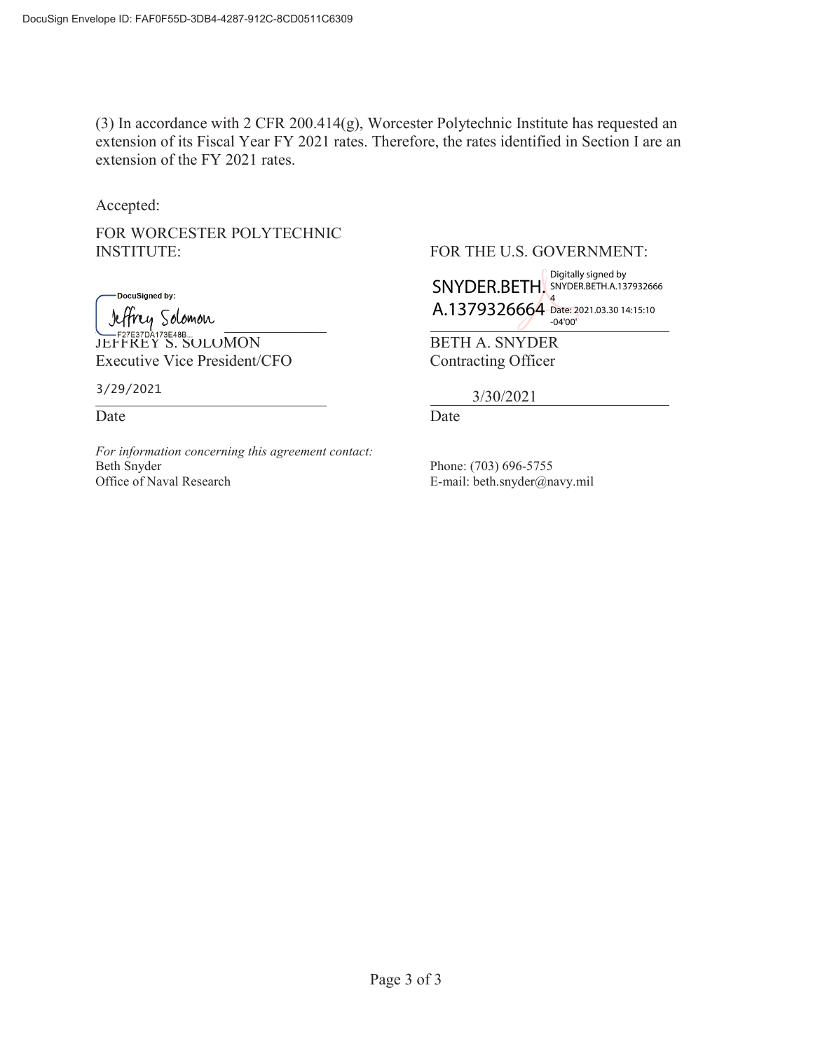DocuSign Envelope ID: FAF0F55D-3DB4-4287-912C-8CD0511C6309

(3) In accordance with 2 CFR 200.414(g), Worcester Polytechnic Institute has requested an extension of its Fiscal Year FY 2021 rates. Therefore, the rates identified in Section I are an extension of the FY 2021 rates.

Accepted:

| | |
|---|---|
| FOR WORCESTER POLYTECHNIC INSTITUTE: | FOR THE U.S. GOVERNMENT: |
| DocuSigned by: Jeffrey Solomon F27E37DA173E48B... | SNYDER.BETH.A.1379326664 Digitally signed by SNYDER.BETH.A.1379326664 Date: 2021.03.30 14:15:10 -04'00' |
| JEFFREY S. SOLOMON | BETH A. SNYDER |
| Executive Vice President/CFO | Contracting Officer |
| 3/29/2021 | 3/30/2021 |
| Date | Date |

*For information concerning this agreement contact:*
Beth Snyder
Office of Naval Research

Phone: (703) 696-5755
E-mail: beth.snyder@navy.mil